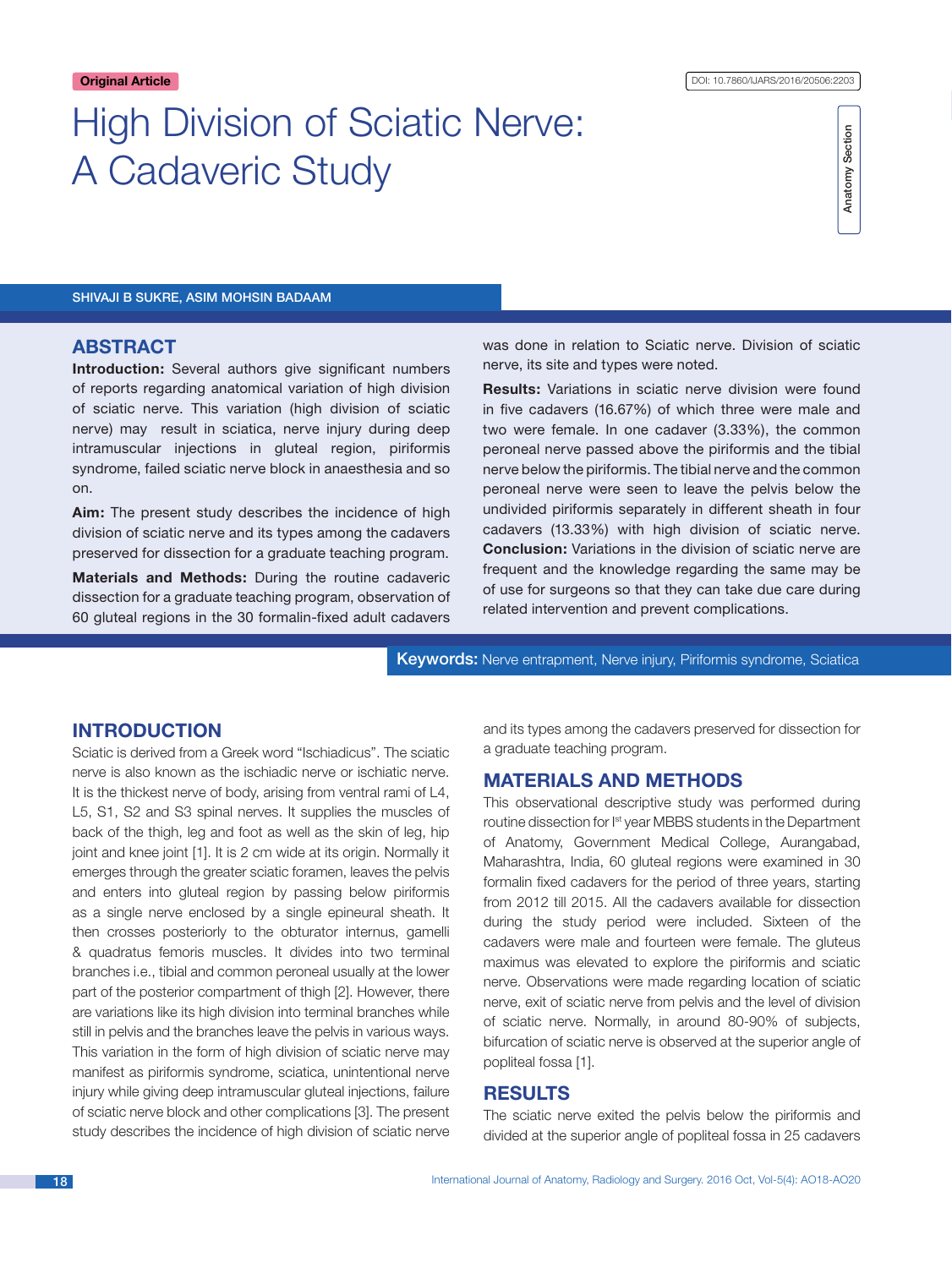Original Article

DOI: 10.7860/IJARS/2016/20506:2203

Anatomy Section

# High Division of Sciatic Nerve: A Cadaveric Study

SHIVAJI B SUKRE, ASIM MOHSIN BADAAM

## ABSTRACT

**Introduction:** Several authors give significant numbers of reports regarding anatomical variation of high division of sciatic nerve. This variation (high division of sciatic nerve) may result in sciatica, nerve injury during deep intramuscular injections in gluteal region, piriformis syndrome, failed sciatic nerve block in anaesthesia and so on.

**Aim:** The present study describes the incidence of high division of sciatic nerve and its types among the cadavers preserved for dissection for a graduate teaching program.

**Materials and Methods:** During the routine cadaveric dissection for a graduate teaching program, observation of 60 gluteal regions in the 30 formalin-fixed adult cadavers was done in relation to Sciatic nerve. Division of sciatic nerve, its site and types were noted.

**Results:** Variations in sciatic nerve division were found in five cadavers (16.67%) of which three were male and two were female. In one cadaver (3.33%), the common peroneal nerve passed above the piriformis and the tibial nerve below the piriformis. The tibial nerve and the common peroneal nerve were seen to leave the pelvis below the undivided piriformis separately in different sheath in four cadavers (13.33%) with high division of sciatic nerve.

**Conclusion:** Variations in the division of sciatic nerve are frequent and the knowledge regarding the same may be of use for surgeons so that they can take due care during related intervention and prevent complications.

**Keywords:** Nerve entrapment, Nerve injury, Piriformis syndrome, Sciatica

## INTRODUCTION

Sciatic is derived from a Greek word "Ischiadicus". The sciatic nerve is also known as the ischiadic nerve or ischiatic nerve. It is the thickest nerve of body, arising from ventral rami of L4, L5, S1, S2 and S3 spinal nerves. It supplies the muscles of back of the thigh, leg and foot as well as the skin of leg, hip joint and knee joint [1]. It is 2 cm wide at its origin. Normally it emerges through the greater sciatic foramen, leaves the pelvis and enters into gluteal region by passing below piriformis as a single nerve enclosed by a single epineural sheath. It then crosses posteriorly to the obturator internus, gamelli & quadratus femoris muscles. It divides into two terminal branches i.e., tibial and common peroneal usually at the lower part of the posterior compartment of thigh [2]. However, there are variations like its high division into terminal branches while still in pelvis and the branches leave the pelvis in various ways. This variation in the form of high division of sciatic nerve may manifest as piriformis syndrome, sciatica, unintentional nerve injury while giving deep intramuscular gluteal injections, failure of sciatic nerve block and other complications [3]. The present study describes the incidence of high division of sciatic nerve and its types among the cadavers preserved for dissection for a graduate teaching program.

## MATERIALS AND METHODS

This observational descriptive study was performed during routine dissection for Ist year MBBS students in the Department of Anatomy, Government Medical College, Aurangabad, Maharashtra, India, 60 gluteal regions were examined in 30 formalin fixed cadavers for the period of three years, starting from 2012 till 2015. All the cadavers available for dissection during the study period were included. Sixteen of the cadavers were male and fourteen were female. The gluteus maximus was elevated to explore the piriformis and sciatic nerve. Observations were made regarding location of sciatic nerve, exit of sciatic nerve from pelvis and the level of division of sciatic nerve. Normally, in around 80-90% of subjects, bifurcation of sciatic nerve is observed at the superior angle of popliteal fossa [1].

## RESULTS

The sciatic nerve exited the pelvis below the piriformis and divided at the superior angle of popliteal fossa in 25 cadavers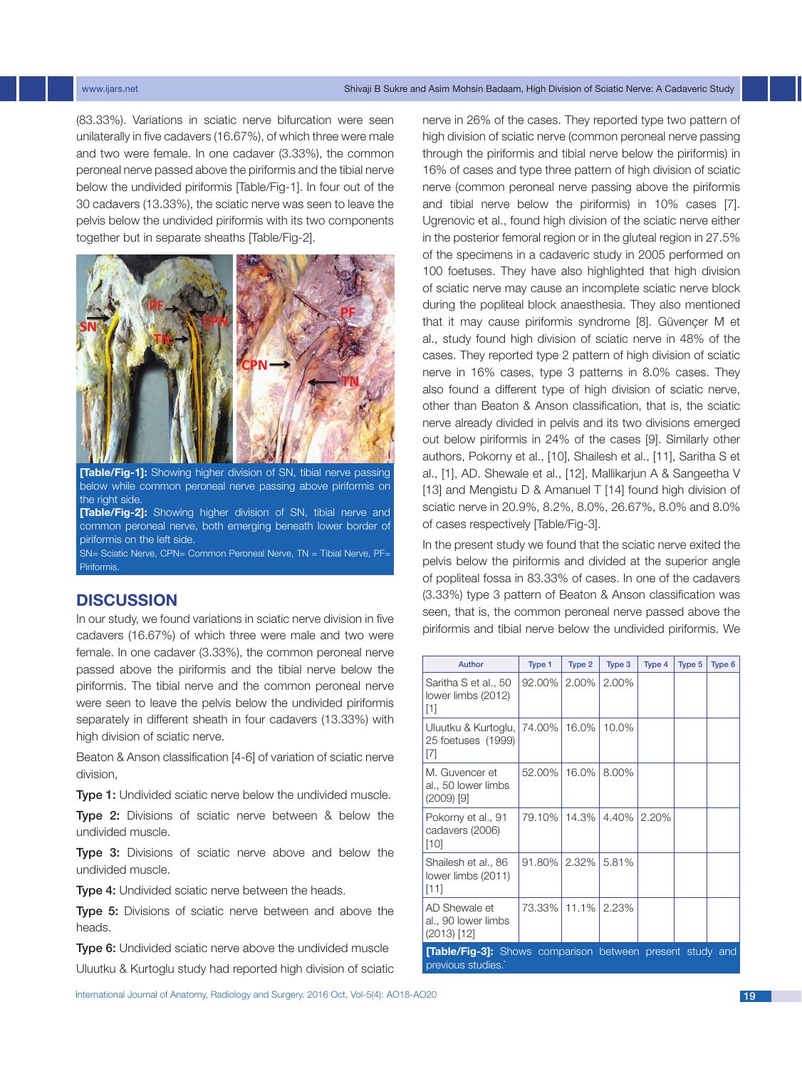(83.33%). Variations in sciatic nerve bifurcation were seen unilaterally in five cadavers (16.67%), of which three were male and two were female. In one cadaver (3.33%), the common peroneal nerve passed above the piriformis and the tibial nerve below the undivided piriformis [Table/Fig-1]. In four out of the 30 cadavers (13.33%), the sciatic nerve was seen to leave the pelvis below the undivided piriformis with its two components together but in separate sheaths [Table/Fig-2].

**[Table/Fig-1]:** Showing higher division of SN, tibial nerve passing below while common peroneal nerve passing above piriformis on the right side.
**[Table/Fig-2]:** Showing higher division of SN, tibial nerve and common peroneal nerve, both emerging beneath lower border of piriformis on the left side.
SN= Sciatic Nerve, CPN= Common Peroneal Nerve, TN = Tibial Nerve, PF= Piriformis.

## DISCUSSION

In our study, we found variations in sciatic nerve division in five cadavers (16.67%) of which three were male and two were female. In one cadaver (3.33%), the common peroneal nerve passed above the piriformis and the tibial nerve below the piriformis. The tibial nerve and the common peroneal nerve were seen to leave the pelvis below the undivided piriformis separately in different sheath in four cadavers (13.33%) with high division of sciatic nerve.

Beaton & Anson classification [4-6] of variation of sciatic nerve division,

**Type 1:** Undivided sciatic nerve below the undivided muscle.

**Type 2:** Divisions of sciatic nerve between & below the undivided muscle.

**Type 3:** Divisions of sciatic nerve above and below the undivided muscle.

**Type 4:** Undivided sciatic nerve between the heads.

**Type 5:** Divisions of sciatic nerve between and above the heads.

**Type 6:** Undivided sciatic nerve above the undivided muscle

Uluutku & Kurtoglu study had reported high division of sciatic nerve in 26% of the cases. They reported type two pattern of high division of sciatic nerve (common peroneal nerve passing through the piriformis and tibial nerve below the piriformis) in 16% of cases and type three pattern of high division of sciatic nerve (common peroneal nerve passing above the piriformis and tibial nerve below the piriformis) in 10% cases [7]. Ugrenovic et al., found high division of the sciatic nerve either in the posterior femoral region or in the gluteal region in 27.5% of the specimens in a cadaveric study in 2005 performed on 100 foetuses. They have also highlighted that high division of sciatic nerve may cause an incomplete sciatic nerve block during the popliteal block anaesthesia. They also mentioned that it may cause piriformis syndrome [8]. Güvençer M et al., study found high division of sciatic nerve in 48% of the cases. They reported type 2 pattern of high division of sciatic nerve in 16% cases, type 3 patterns in 8.0% cases. They also found a different type of high division of sciatic nerve, other than Beaton & Anson classification, that is, the sciatic nerve already divided in pelvis and its two divisions emerged out below piriformis in 24% of the cases [9]. Similarly other authors, Pokorny et al., [10], Shailesh et al., [11], Saritha S et al., [1], AD. Shewale et al., [12], Mallikarjun A & Sangeetha V [13] and Mengistu D & Amanuel T [14] found high division of sciatic nerve in 20.9%, 8.2%, 8.0%, 26.67%, 8.0% and 8.0% of cases respectively [Table/Fig-3].

In the present study we found that the sciatic nerve exited the pelvis below the piriformis and divided at the superior angle of popliteal fossa in 83.33% of cases. In one of the cadavers (3.33%) type 3 pattern of Beaton & Anson classification was seen, that is, the common peroneal nerve passed above the piriformis and tibial nerve below the undivided piriformis. We

| Author | Type 1 | Type 2 | Type 3 | Type 4 | Type 5 | Type 6 |
|---|---|---|---|---|---|---|
| Saritha S et al., 50 lower limbs (2012) [1] | 92.00% | 2.00% | 2.00% | | | |
| Uluutku & Kurtoglu, 25 foetuses (1999) [7] | 74.00% | 16.0% | 10.0% | | | |
| M. Guvencer et al., 50 lower limbs (2009) [9] | 52.00% | 16.0% | 8.00% | | | |
| Pokorny et al., 91 cadavers (2006) [10] | 79.10% | 14.3% | 4.40% | 2.20% | | |
| Shailesh et al., 86 lower limbs (2011) [11] | 91.80% | 2.32% | 5.81% | | | |
| AD Shewale et al., 90 lower limbs (2013) [12] | 73.33% | 11.1% | 2.23% | | | |

**[Table/Fig-3]:** Shows comparison between present study and previous studies.`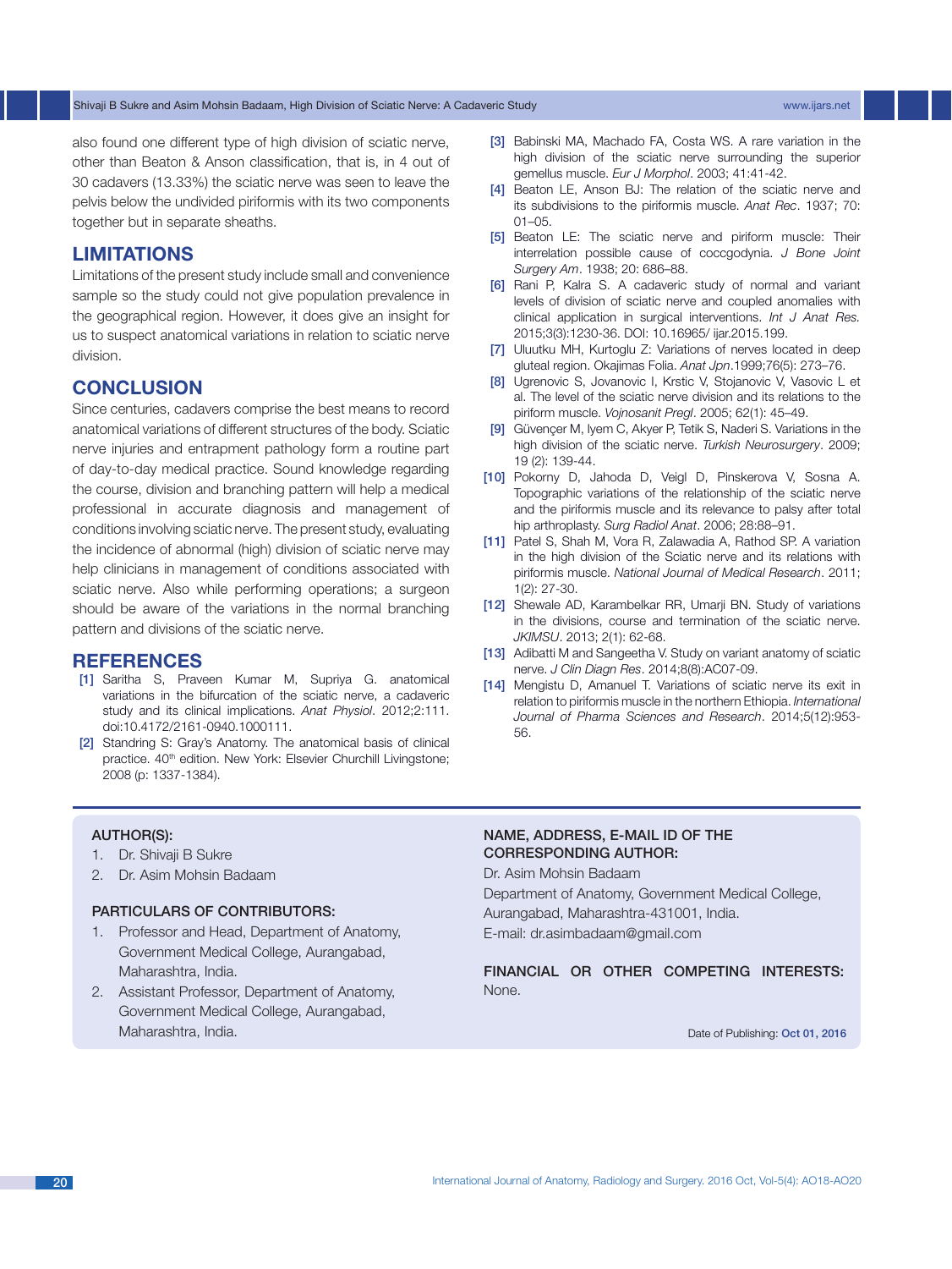also found one different type of high division of sciatic nerve, other than Beaton & Anson classification, that is, in 4 out of 30 cadavers (13.33%) the sciatic nerve was seen to leave the pelvis below the undivided piriformis with its two components together but in separate sheaths.

## LIMITATIONS

Limitations of the present study include small and convenience sample so the study could not give population prevalence in the geographical region. However, it does give an insight for us to suspect anatomical variations in relation to sciatic nerve division.

## CONCLUSION

Since centuries, cadavers comprise the best means to record anatomical variations of different structures of the body. Sciatic nerve injuries and entrapment pathology form a routine part of day-to-day medical practice. Sound knowledge regarding the course, division and branching pattern will help a medical professional in accurate diagnosis and management of conditions involving sciatic nerve. The present study, evaluating the incidence of abnormal (high) division of sciatic nerve may help clinicians in management of conditions associated with sciatic nerve. Also while performing operations; a surgeon should be aware of the variations in the normal branching pattern and divisions of the sciatic nerve.

## REFERENCES

[1] Saritha S, Praveen Kumar M, Supriya G. anatomical variations in the bifurcation of the sciatic nerve, a cadaveric study and its clinical implications. *Anat Physiol*. 2012;2:111. doi:10.4172/2161-0940.1000111.

[2] Standring S: Gray's Anatomy. The anatomical basis of clinical practice. 40th edition. New York: Elsevier Churchill Livingstone; 2008 (p: 1337-1384).

[3] Babinski MA, Machado FA, Costa WS. A rare variation in the high division of the sciatic nerve surrounding the superior gemellus muscle. *Eur J Morphol*. 2003; 41:41-42.

[4] Beaton LE, Anson BJ: The relation of the sciatic nerve and its subdivisions to the piriformis muscle. *Anat Rec*. 1937; 70: 01–05.

[5] Beaton LE: The sciatic nerve and piriform muscle: Their interrelation possible cause of coccgodynia. *J Bone Joint Surgery Am*. 1938; 20: 686–88.

[6] Rani P, Kalra S. A cadaveric study of normal and variant levels of division of sciatic nerve and coupled anomalies with clinical application in surgical interventions. *Int J Anat Res.* 2015;3(3):1230-36. DOI: 10.16965/ ijar.2015.199.

[7] Uluutku MH, Kurtoglu Z: Variations of nerves located in deep gluteal region. Okajimas Folia. *Anat Jpn*.1999;76(5): 273–76.

[8] Ugrenovic S, Jovanovic I, Krstic V, Stojanovic V, Vasovic L et al. The level of the sciatic nerve division and its relations to the piriform muscle. *Vojnosanit Pregl*. 2005; 62(1): 45–49.

[9] Güvençer M, Iyem C, Akyer P, Tetik S, Naderi S. Variations in the high division of the sciatic nerve. *Turkish Neurosurgery*. 2009; 19 (2): 139-44.

[10] Pokorny D, Jahoda D, Veigl D, Pinskerova V, Sosna A. Topographic variations of the relationship of the sciatic nerve and the piriformis muscle and its relevance to palsy after total hip arthroplasty. *Surg Radiol Anat*. 2006; 28:88–91.

[11] Patel S, Shah M, Vora R, Zalawadia A, Rathod SP. A variation in the high division of the Sciatic nerve and its relations with piriformis muscle. *National Journal of Medical Research*. 2011; 1(2): 27-30.

[12] Shewale AD, Karambelkar RR, Umarji BN. Study of variations in the divisions, course and termination of the sciatic nerve. *JKIMSU*. 2013; 2(1): 62-68.

[13] Adibatti M and Sangeetha V. Study on variant anatomy of sciatic nerve. *J Clin Diagn Res*. 2014;8(8):AC07-09.

[14] Mengistu D, Amanuel T. Variations of sciatic nerve its exit in relation to piriformis muscle in the northern Ethiopia. *International Journal of Pharma Sciences and Research*. 2014;5(12):953-56.

---

**AUTHOR(S):**

1. Dr. Shivaji B Sukre
2. Dr. Asim Mohsin Badaam

**PARTICULARS OF CONTRIBUTORS:**

1. Professor and Head, Department of Anatomy, Government Medical College, Aurangabad, Maharashtra, India.
2. Assistant Professor, Department of Anatomy, Government Medical College, Aurangabad, Maharashtra, India.

**NAME, ADDRESS, E-MAIL ID OF THE CORRESPONDING AUTHOR:**

Dr. Asim Mohsin Badaam
Department of Anatomy, Government Medical College, Aurangabad, Maharashtra-431001, India.
E-mail: dr.asimbadaam@gmail.com

**FINANCIAL OR OTHER COMPETING INTERESTS:** None.

Date of Publishing: **Oct 01, 2016**